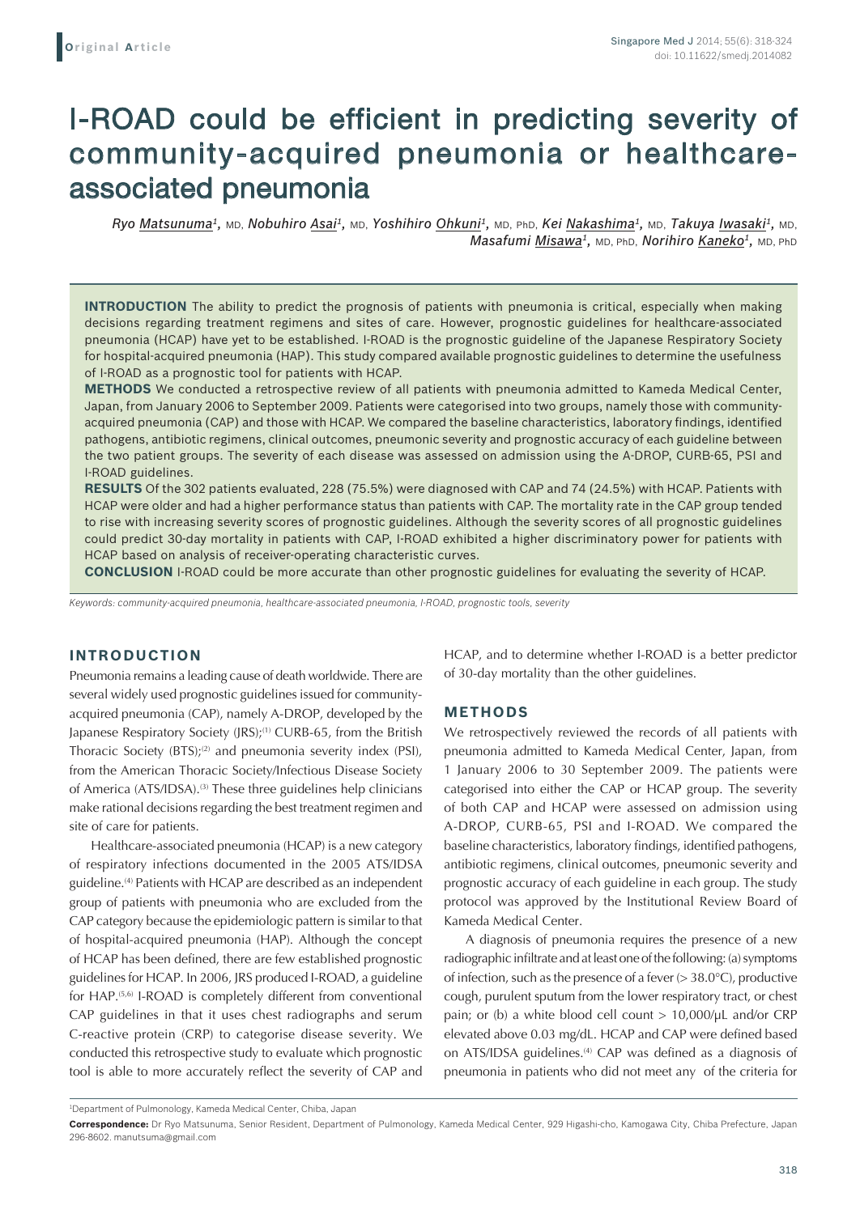Original Article

# I-ROAD could be efficient in predicting severity of community-acquired pneumonia or healthcare-associated pneumonia

*Ryo Matsunuma*[1], MD, *Nobuhiro Asai*[1], MD, *Yoshihiro Ohkuni*[1], MD, PhD, *Kei Nakashima*[1], MD, *Takuya Iwasaki*[1], MD, *Masafumi Misawa*[1], MD, PhD, *Norihiro Kaneko*[1], MD, PhD

**INTRODUCTION** The ability to predict the prognosis of patients with pneumonia is critical, especially when making decisions regarding treatment regimens and sites of care. However, prognostic guidelines for healthcare-associated pneumonia (HCAP) have yet to be established. I-ROAD is the prognostic guideline of the Japanese Respiratory Society for hospital-acquired pneumonia (HAP). This study compared available prognostic guidelines to determine the usefulness of I-ROAD as a prognostic tool for patients with HCAP.

**METHODS** We conducted a retrospective review of all patients with pneumonia admitted to Kameda Medical Center, Japan, from January 2006 to September 2009. Patients were categorised into two groups, namely those with community-acquired pneumonia (CAP) and those with HCAP. We compared the baseline characteristics, laboratory findings, identified pathogens, antibiotic regimens, clinical outcomes, pneumonic severity and prognostic accuracy of each guideline between the two patient groups. The severity of each disease was assessed on admission using the A-DROP, CURB-65, PSI and I-ROAD guidelines.

**RESULTS** Of the 302 patients evaluated, 228 (75.5%) were diagnosed with CAP and 74 (24.5%) with HCAP. Patients with HCAP were older and had a higher performance status than patients with CAP. The mortality rate in the CAP group tended to rise with increasing severity scores of prognostic guidelines. Although the severity scores of all prognostic guidelines could predict 30-day mortality in patients with CAP, I-ROAD exhibited a higher discriminatory power for patients with HCAP based on analysis of receiver-operating characteristic curves.

**CONCLUSION** I-ROAD could be more accurate than other prognostic guidelines for evaluating the severity of HCAP.

*Keywords: community-acquired pneumonia, healthcare-associated pneumonia, I-ROAD, prognostic tools, severity*

## INTRODUCTION

Pneumonia remains a leading cause of death worldwide. There are several widely used prognostic guidelines issued for community-acquired pneumonia (CAP), namely A-DROP, developed by the Japanese Respiratory Society (JRS);[1] CURB-65, from the British Thoracic Society (BTS);[2] and pneumonia severity index (PSI), from the American Thoracic Society/Infectious Disease Society of America (ATS/IDSA).[3] These three guidelines help clinicians make rational decisions regarding the best treatment regimen and site of care for patients.

Healthcare-associated pneumonia (HCAP) is a new category of respiratory infections documented in the 2005 ATS/IDSA guideline.[4] Patients with HCAP are described as an independent group of patients with pneumonia who are excluded from the CAP category because the epidemiologic pattern is similar to that of hospital-acquired pneumonia (HAP). Although the concept of HCAP has been defined, there are few established prognostic guidelines for HCAP. In 2006, JRS produced I-ROAD, a guideline for HAP.[5,6] I-ROAD is completely different from conventional CAP guidelines in that it uses chest radiographs and serum C-reactive protein (CRP) to categorise disease severity. We conducted this retrospective study to evaluate which prognostic tool is able to more accurately reflect the severity of CAP and HCAP, and to determine whether I-ROAD is a better predictor of 30-day mortality than the other guidelines.

## METHODS

We retrospectively reviewed the records of all patients with pneumonia admitted to Kameda Medical Center, Japan, from 1 January 2006 to 30 September 2009. The patients were categorised into either the CAP or HCAP group. The severity of both CAP and HCAP were assessed on admission using A-DROP, CURB-65, PSI and I-ROAD. We compared the baseline characteristics, laboratory findings, identified pathogens, antibiotic regimens, clinical outcomes, pneumonic severity and prognostic accuracy of each guideline in each group. The study protocol was approved by the Institutional Review Board of Kameda Medical Center.

A diagnosis of pneumonia requires the presence of a new radiographic infiltrate and at least one of the following: (a) symptoms of infection, such as the presence of a fever (> 38.0°C), productive cough, purulent sputum from the lower respiratory tract, or chest pain; or (b) a white blood cell count > 10,000/μL and/or CRP elevated above 0.03 mg/dL. HCAP and CAP were defined based on ATS/IDSA guidelines.[4] CAP was defined as a diagnosis of pneumonia in patients who did not meet any of the criteria for

[1]Department of Pulmonology, Kameda Medical Center, Chiba, Japan

**Correspondence:** Dr Ryo Matsunuma, Senior Resident, Department of Pulmonology, Kameda Medical Center, 929 Higashi-cho, Kamogawa City, Chiba Prefecture, Japan 296-8602. manutsuma@gmail.com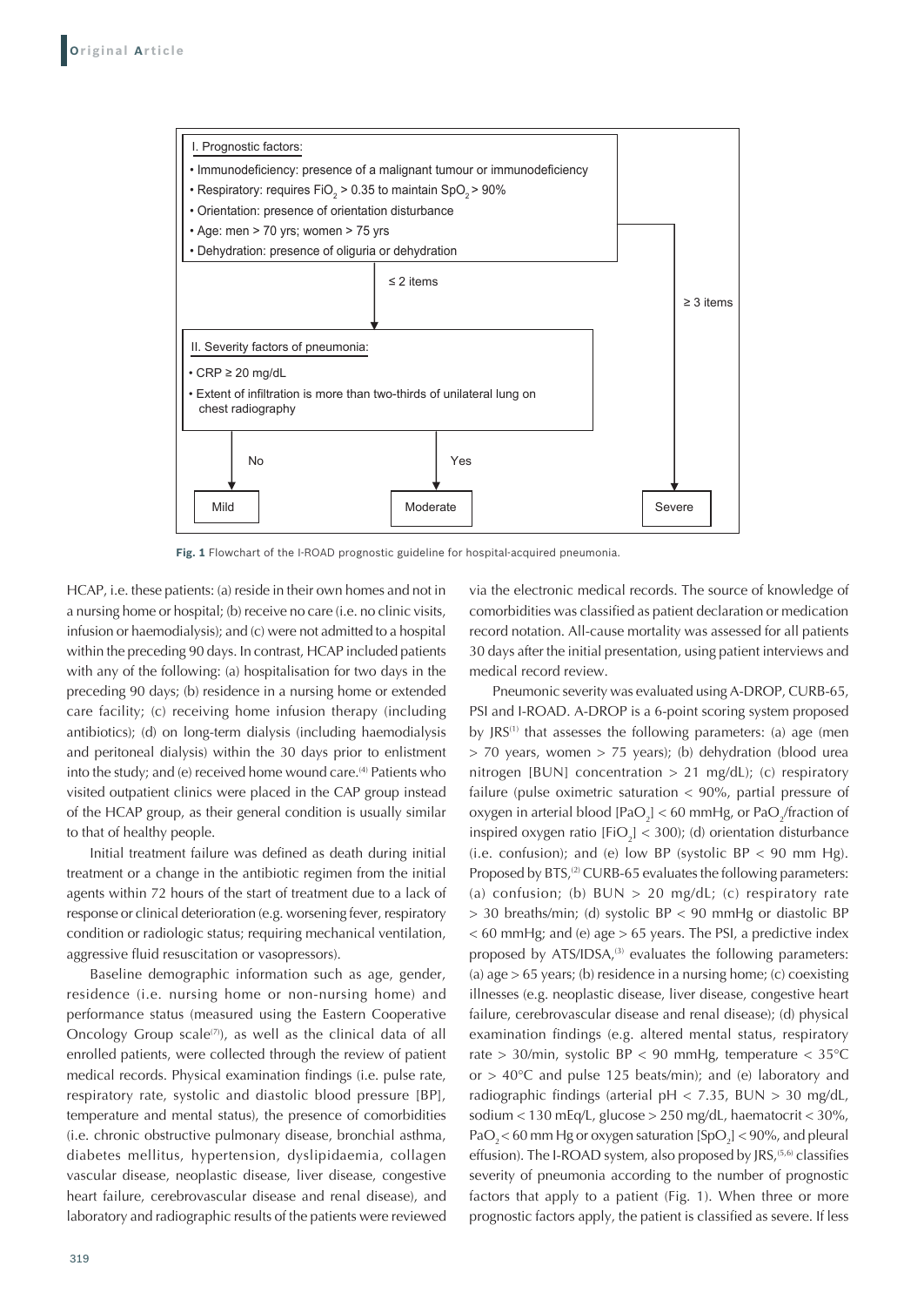I. Prognostic factors:

- Immunodeficiency: presence of a malignant tumour or immunodeficiency
- Respiratory: requires $FiO_2$ > 0.35 to maintain $SpO_2$ > 90%
- Orientation: presence of orientation disturbance
- Age: men > 70 yrs; women > 75 yrs
- Dehydration: presence of oliguria or dehydration

≤ 2 items → II. Severity factors of pneumonia; ≥ 3 items → Severe

II. Severity factors of pneumonia:

- CRP ≥ 20 mg/dL
- Extent of infiltration is more than two-thirds of unilateral lung on chest radiography

No → Mild; Yes → Moderate

**Fig. 1** Flowchart of the I-ROAD prognostic guideline for hospital-acquired pneumonia.

HCAP, i.e. these patients: (a) reside in their own homes and not in a nursing home or hospital; (b) receive no care (i.e. no clinic visits, infusion or haemodialysis); and (c) were not admitted to a hospital within the preceding 90 days. In contrast, HCAP included patients with any of the following: (a) hospitalisation for two days in the preceding 90 days; (b) residence in a nursing home or extended care facility; (c) receiving home infusion therapy (including antibiotics); (d) on long-term dialysis (including haemodialysis and peritoneal dialysis) within the 30 days prior to enlistment into the study; and (e) received home wound care.[4] Patients who visited outpatient clinics were placed in the CAP group instead of the HCAP group, as their general condition is usually similar to that of healthy people.

Initial treatment failure was defined as death during initial treatment or a change in the antibiotic regimen from the initial agents within 72 hours of the start of treatment due to a lack of response or clinical deterioration (e.g. worsening fever, respiratory condition or radiologic status; requiring mechanical ventilation, aggressive fluid resuscitation or vasopressors).

Baseline demographic information such as age, gender, residence (i.e. nursing home or non-nursing home) and performance status (measured using the Eastern Cooperative Oncology Group scale[7]), as well as the clinical data of all enrolled patients, were collected through the review of patient medical records. Physical examination findings (i.e. pulse rate, respiratory rate, systolic and diastolic blood pressure [BP], temperature and mental status), the presence of comorbidities (i.e. chronic obstructive pulmonary disease, bronchial asthma, diabetes mellitus, hypertension, dyslipidaemia, collagen vascular disease, neoplastic disease, liver disease, congestive heart failure, cerebrovascular disease and renal disease), and laboratory and radiographic results of the patients were reviewed via the electronic medical records. The source of knowledge of comorbidities was classified as patient declaration or medication record notation. All-cause mortality was assessed for all patients 30 days after the initial presentation, using patient interviews and medical record review.

Pneumonic severity was evaluated using A-DROP, CURB-65, PSI and I-ROAD. A-DROP is a 6-point scoring system proposed by JRS[1] that assesses the following parameters: (a) age (men > 70 years, women > 75 years); (b) dehydration (blood urea nitrogen [BUN] concentration > 21 mg/dL); (c) respiratory failure (pulse oximetric saturation < 90%, partial pressure of oxygen in arterial blood [$PaO_2$] < 60 mmHg, or $PaO_2$/fraction of inspired oxygen ratio [$FiO_2$] < 300); (d) orientation disturbance (i.e. confusion); and (e) low BP (systolic BP < 90 mm Hg). Proposed by BTS,[2] CURB-65 evaluates the following parameters: (a) confusion; (b) BUN > 20 mg/dL; (c) respiratory rate > 30 breaths/min; (d) systolic BP < 90 mmHg or diastolic BP < 60 mmHg; and (e) age > 65 years. The PSI, a predictive index proposed by ATS/IDSA,[3] evaluates the following parameters: (a) age > 65 years; (b) residence in a nursing home; (c) coexisting illnesses (e.g. neoplastic disease, liver disease, congestive heart failure, cerebrovascular disease and renal disease); (d) physical examination findings (e.g. altered mental status, respiratory rate > 30/min, systolic BP < 90 mmHg, temperature < 35°C or > 40°C and pulse 125 beats/min); and (e) laboratory and radiographic findings (arterial pH < 7.35, BUN > 30 mg/dL, sodium < 130 mEq/L, glucose > 250 mg/dL, haematocrit < 30%, $PaO_2$ < 60 mm Hg or oxygen saturation [$SpO_2$] < 90%, and pleural effusion). The I-ROAD system, also proposed by JRS,[5,6] classifies severity of pneumonia according to the number of prognostic factors that apply to a patient (Fig. 1). When three or more prognostic factors apply, the patient is classified as severe. If less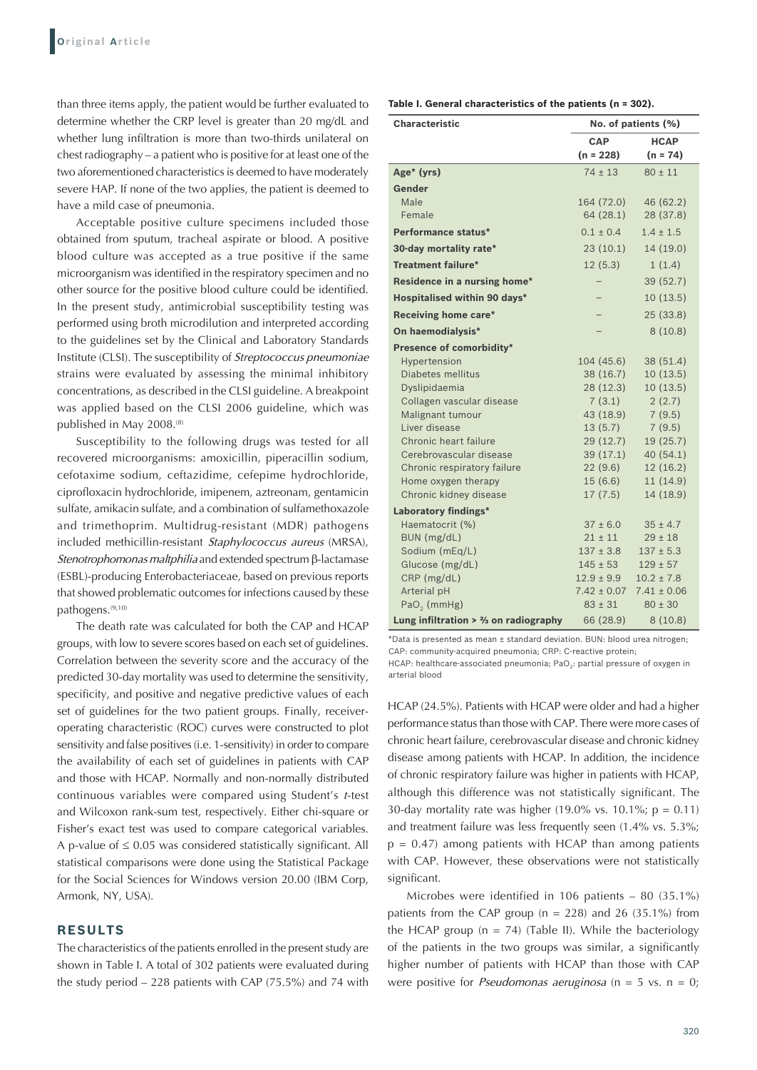than three items apply, the patient would be further evaluated to determine whether the CRP level is greater than 20 mg/dL and whether lung infiltration is more than two-thirds unilateral on chest radiography – a patient who is positive for at least one of the two aforementioned characteristics is deemed to have moderately severe HAP. If none of the two applies, the patient is deemed to have a mild case of pneumonia.

Acceptable positive culture specimens included those obtained from sputum, tracheal aspirate or blood. A positive blood culture was accepted as a true positive if the same microorganism was identified in the respiratory specimen and no other source for the positive blood culture could be identified. In the present study, antimicrobial susceptibility testing was performed using broth microdilution and interpreted according to the guidelines set by the Clinical and Laboratory Standards Institute (CLSI). The susceptibility of *Streptococcus pneumoniae* strains were evaluated by assessing the minimal inhibitory concentrations, as described in the CLSI guideline. A breakpoint was applied based on the CLSI 2006 guideline, which was published in May 2008.[8]

Susceptibility to the following drugs was tested for all recovered microorganisms: amoxicillin, piperacillin sodium, cefotaxime sodium, ceftazidime, cefepime hydrochloride, ciprofloxacin hydrochloride, imipenem, aztreonam, gentamicin sulfate, amikacin sulfate, and a combination of sulfamethoxazole and trimethoprim. Multidrug-resistant (MDR) pathogens included methicillin-resistant *Staphylococcus aureus* (MRSA), *Stenotrophomonas maltphilia* and extended spectrum β-lactamase (ESBL)-producing Enterobacteriaceae, based on previous reports that showed problematic outcomes for infections caused by these pathogens.[9,10]

The death rate was calculated for both the CAP and HCAP groups, with low to severe scores based on each set of guidelines. Correlation between the severity score and the accuracy of the predicted 30-day mortality was used to determine the sensitivity, specificity, and positive and negative predictive values of each set of guidelines for the two patient groups. Finally, receiver-operating characteristic (ROC) curves were constructed to plot sensitivity and false positives (i.e. 1-sensitivity) in order to compare the availability of each set of guidelines in patients with CAP and those with HCAP. Normally and non-normally distributed continuous variables were compared using Student's *t*-test and Wilcoxon rank-sum test, respectively. Either chi-square or Fisher's exact test was used to compare categorical variables. A p-value of $\leq 0.05$ was considered statistically significant. All statistical comparisons were done using the Statistical Package for the Social Sciences for Windows version 20.00 (IBM Corp, Armonk, NY, USA).

## RESULTS

The characteristics of the patients enrolled in the present study are shown in Table I. A total of 302 patients were evaluated during the study period – 228 patients with CAP (75.5%) and 74 with HCAP (24.5%). Patients with HCAP were older and had a higher performance status than those with CAP. There were more cases of chronic heart failure, cerebrovascular disease and chronic kidney disease among patients with HCAP. In addition, the incidence of chronic respiratory failure was higher in patients with HCAP, although this difference was not statistically significant. The 30-day mortality rate was higher (19.0% vs. 10.1%; $p = 0.11$) and treatment failure was less frequently seen (1.4% vs. 5.3%; $p = 0.47$) among patients with HCAP than among patients with CAP. However, these observations were not statistically significant.

**Table I. General characteristics of the patients (n = 302).**

| Characteristic | No. of patients (%) | |
|---|---|---|
| | CAP (n = 228) | HCAP (n = 74) |
| **Age* (yrs)** | 74 ± 13 | 80 ± 11 |
| **Gender** | | |
| Male | 164 (72.0) | 46 (62.2) |
| Female | 64 (28.1) | 28 (37.8) |
| **Performance status*** | 0.1 ± 0.4 | 1.4 ± 1.5 |
| **30-day mortality rate*** | 23 (10.1) | 14 (19.0) |
| **Treatment failure*** | 12 (5.3) | 1 (1.4) |
| **Residence in a nursing home*** | – | 39 (52.7) |
| **Hospitalised within 90 days*** | – | 10 (13.5) |
| **Receiving home care*** | – | 25 (33.8) |
| **On haemodialysis*** | – | 8 (10.8) |
| **Presence of comorbidity*** | | |
| Hypertension | 104 (45.6) | 38 (51.4) |
| Diabetes mellitus | 38 (16.7) | 10 (13.5) |
| Dyslipidaemia | 28 (12.3) | 10 (13.5) |
| Collagen vascular disease | 7 (3.1) | 2 (2.7) |
| Malignant tumour | 43 (18.9) | 7 (9.5) |
| Liver disease | 13 (5.7) | 7 (9.5) |
| Chronic heart failure | 29 (12.7) | 19 (25.7) |
| Cerebrovascular disease | 39 (17.1) | 40 (54.1) |
| Chronic respiratory failure | 22 (9.6) | 12 (16.2) |
| Home oxygen therapy | 15 (6.6) | 11 (14.9) |
| Chronic kidney disease | 17 (7.5) | 14 (18.9) |
| **Laboratory findings*** | | |
| Haematocrit (%) | 37 ± 6.0 | 35 ± 4.7 |
| BUN (mg/dL) | 21 ± 11 | 29 ± 18 |
| Sodium (mEq/L) | 137 ± 3.8 | 137 ± 5.3 |
| Glucose (mg/dL) | 145 ± 53 | 129 ± 57 |
| CRP (mg/dL) | 12.9 ± 9.9 | 10.2 ± 7.8 |
| Arterial pH | 7.42 ± 0.07 | 7.41 ± 0.06 |
| $PaO_2$ (mmHg) | 83 ± 31 | 80 ± 30 |
| **Lung infiltration > ⅔ on radiography** | 66 (28.9) | 8 (10.8) |

*Data is presented as mean ± standard deviation. BUN: blood urea nitrogen; CAP: community-acquired pneumonia; CRP: C-reactive protein; HCAP: healthcare-associated pneumonia; $PaO_2$: partial pressure of oxygen in arterial blood

Microbes were identified in 106 patients – 80 (35.1%) patients from the CAP group (n = 228) and 26 (35.1%) from the HCAP group (n = 74) (Table II). While the bacteriology of the patients in the two groups was similar, a significantly higher number of patients with HCAP than those with CAP were positive for *Pseudomonas aeruginosa* (n = 5 vs. n = 0;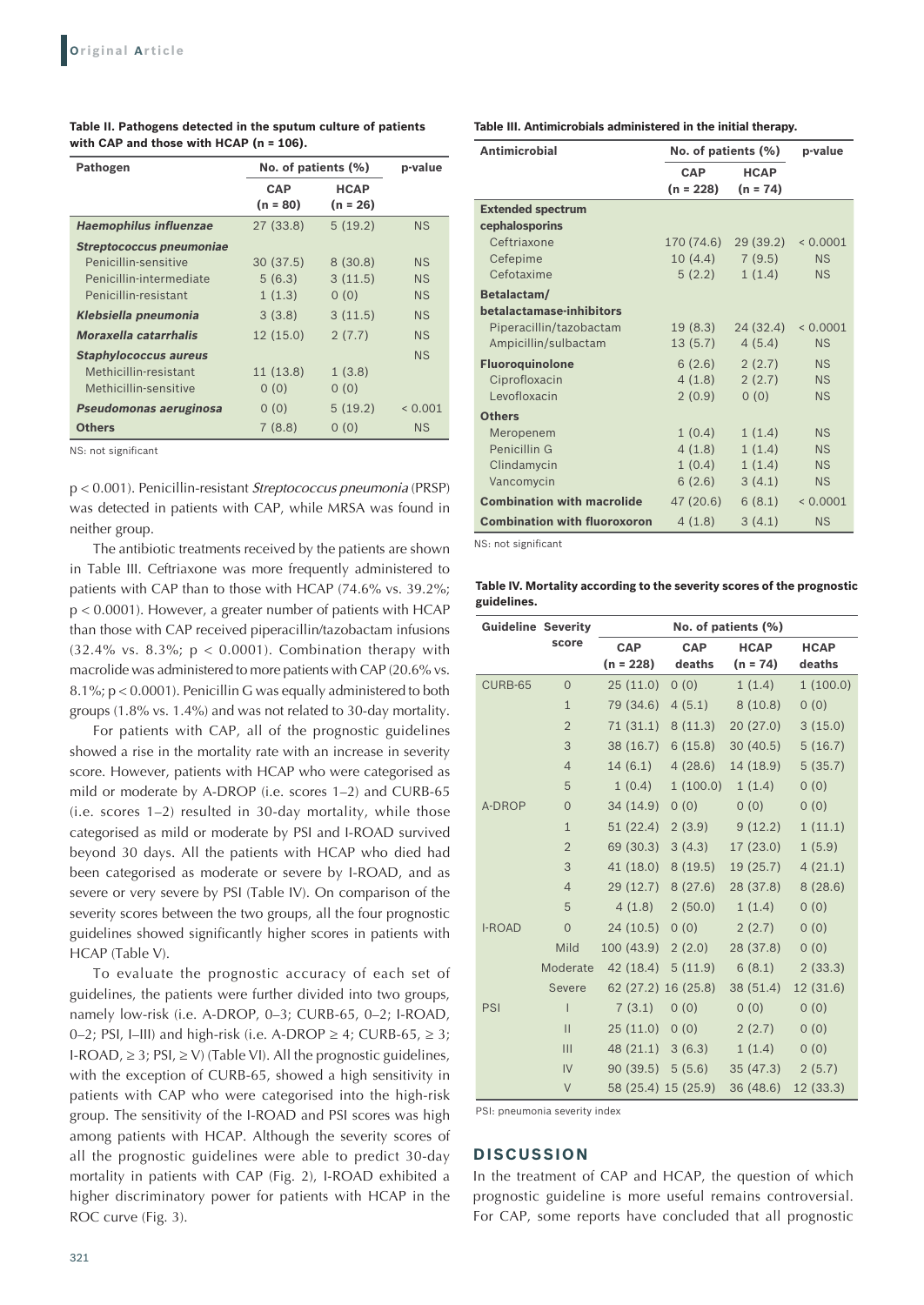**Table II. Pathogens detected in the sputum culture of patients with CAP and those with HCAP (n = 106).**

| Pathogen | No. of patients (%) | | p-value |
|---|---|---|---|
| | CAP (n = 80) | HCAP (n = 26) | |
| ***Haemophilus influenzae*** | 27 (33.8) | 5 (19.2) | NS |
| ***Streptococcus pneumoniae*** | | | |
| Penicillin-sensitive | 30 (37.5) | 8 (30.8) | NS |
| Penicillin-intermediate | 5 (6.3) | 3 (11.5) | NS |
| Penicillin-resistant | 1 (1.3) | 0 (0) | NS |
| ***Klebsiella pneumonia*** | 3 (3.8) | 3 (11.5) | NS |
| ***Moraxella catarrhalis*** | 12 (15.0) | 2 (7.7) | NS |
| ***Staphylococcus aureus*** | | | NS |
| Methicillin-resistant | 11 (13.8) | 1 (3.8) | |
| Methicillin-sensitive | 0 (0) | 0 (0) | |
| ***Pseudomonas aeruginosa*** | 0 (0) | 5 (19.2) | < 0.001 |
| **Others** | 7 (8.8) | 0 (0) | NS |

NS: not significant

p < 0.001). Penicillin-resistant *Streptococcus pneumonia* (PRSP) was detected in patients with CAP, while MRSA was found in neither group.

The antibiotic treatments received by the patients are shown in Table III. Ceftriaxone was more frequently administered to patients with CAP than to those with HCAP (74.6% vs. 39.2%; p < 0.0001). However, a greater number of patients with HCAP than those with CAP received piperacillin/tazobactam infusions (32.4% vs. 8.3%; p < 0.0001). Combination therapy with macrolide was administered to more patients with CAP (20.6% vs. 8.1%; p < 0.0001). Penicillin G was equally administered to both groups (1.8% vs. 1.4%) and was not related to 30-day mortality.

For patients with CAP, all of the prognostic guidelines showed a rise in the mortality rate with an increase in severity score. However, patients with HCAP who were categorised as mild or moderate by A-DROP (i.e. scores 1–2) and CURB-65 (i.e. scores 1–2) resulted in 30-day mortality, while those categorised as mild or moderate by PSI and I-ROAD survived beyond 30 days. All the patients with HCAP who died had been categorised as moderate or severe by I-ROAD, and as severe or very severe by PSI (Table IV). On comparison of the severity scores between the two groups, all the four prognostic guidelines showed significantly higher scores in patients with HCAP (Table V).

To evaluate the prognostic accuracy of each set of guidelines, the patients were further divided into two groups, namely low-risk (i.e. A-DROP, 0–3; CURB-65, 0–2; I-ROAD, 0–2; PSI, I–III) and high-risk (i.e. A-DROP ≥ 4; CURB-65, ≥ 3; I-ROAD, ≥ 3; PSI, ≥ V) (Table VI). All the prognostic guidelines, with the exception of CURB-65, showed a high sensitivity in patients with CAP who were categorised into the high-risk group. The sensitivity of the I-ROAD and PSI scores was high among patients with HCAP. Although the severity scores of all the prognostic guidelines were able to predict 30-day mortality in patients with CAP (Fig. 2), I-ROAD exhibited a higher discriminatory power for patients with HCAP in the ROC curve (Fig. 3).

**Table III. Antimicrobials administered in the initial therapy.**

| Antimicrobial | No. of patients (%) | | p-value |
|---|---|---|---|
| | CAP (n = 228) | HCAP (n = 74) | |
| **Extended spectrum cephalosporins** | | | |
| Ceftriaxone | 170 (74.6) | 29 (39.2) | < 0.0001 |
| Cefepime | 10 (4.4) | 7 (9.5) | NS |
| Cefotaxime | 5 (2.2) | 1 (1.4) | NS |
| **Betalactam/ betalactamase-inhibitors** | | | |
| Piperacillin/tazobactam | 19 (8.3) | 24 (32.4) | < 0.0001 |
| Ampicillin/sulbactam | 13 (5.7) | 4 (5.4) | NS |
| **Fluoroquinolone** | 6 (2.6) | 2 (2.7) | NS |
| Ciprofloxacin | 4 (1.8) | 2 (2.7) | NS |
| Levofloxacin | 2 (0.9) | 0 (0) | NS |
| **Others** | | | |
| Meropenem | 1 (0.4) | 1 (1.4) | NS |
| Penicillin G | 4 (1.8) | 1 (1.4) | NS |
| Clindamycin | 1 (0.4) | 1 (1.4) | NS |
| Vancomycin | 6 (2.6) | 3 (4.1) | NS |
| **Combination with macrolide** | 47 (20.6) | 6 (8.1) | < 0.0001 |
| **Combination with fluoroxoron** | 4 (1.8) | 3 (4.1) | NS |

NS: not significant

**Table IV. Mortality according to the severity scores of the prognostic guidelines.**

| Guideline | Severity score | No. of patients (%) | | | |
|---|---|---|---|---|---|
| | | CAP (n = 228) | CAP deaths | HCAP (n = 74) | HCAP deaths |
| CURB-65 | 0 | 25 (11.0) | 0 (0) | 1 (1.4) | 1 (100.0) |
| | 1 | 79 (34.6) | 4 (5.1) | 8 (10.8) | 0 (0) |
| | 2 | 71 (31.1) | 8 (11.3) | 20 (27.0) | 3 (15.0) |
| | 3 | 38 (16.7) | 6 (15.8) | 30 (40.5) | 5 (16.7) |
| | 4 | 14 (6.1) | 4 (28.6) | 14 (18.9) | 5 (35.7) |
| | 5 | 1 (0.4) | 1 (100.0) | 1 (1.4) | 0 (0) |
| A-DROP | 0 | 34 (14.9) | 0 (0) | 0 (0) | 0 (0) |
| | 1 | 51 (22.4) | 2 (3.9) | 9 (12.2) | 1 (11.1) |
| | 2 | 69 (30.3) | 3 (4.3) | 17 (23.0) | 1 (5.9) |
| | 3 | 41 (18.0) | 8 (19.5) | 19 (25.7) | 4 (21.1) |
| | 4 | 29 (12.7) | 8 (27.6) | 28 (37.8) | 8 (28.6) |
| | 5 | 4 (1.8) | 2 (50.0) | 1 (1.4) | 0 (0) |
| I-ROAD | 0 | 24 (10.5) | 0 (0) | 2 (2.7) | 0 (0) |
| | Mild | 100 (43.9) | 2 (2.0) | 28 (37.8) | 0 (0) |
| | Moderate | 42 (18.4) | 5 (11.9) | 6 (8.1) | 2 (33.3) |
| | Severe | 62 (27.2) | 16 (25.8) | 38 (51.4) | 12 (31.6) |
| PSI | I | 7 (3.1) | 0 (0) | 0 (0) | 0 (0) |
| | II | 25 (11.0) | 0 (0) | 2 (2.7) | 0 (0) |
| | III | 48 (21.1) | 3 (6.3) | 1 (1.4) | 0 (0) |
| | IV | 90 (39.5) | 5 (5.6) | 35 (47.3) | 2 (5.7) |
| | V | 58 (25.4) | 15 (25.9) | 36 (48.6) | 12 (33.3) |

PSI: pneumonia severity index

## DISCUSSION

In the treatment of CAP and HCAP, the question of which prognostic guideline is more useful remains controversial. For CAP, some reports have concluded that all prognostic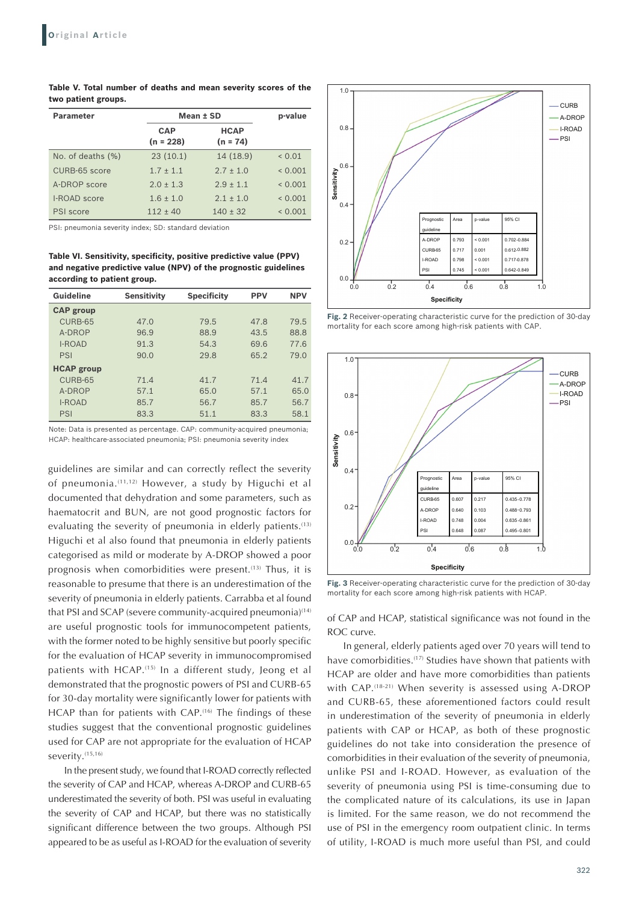**Table V. Total number of deaths and mean severity scores of the two patient groups.**

| Parameter | Mean ± SD | | p-value |
|---|---|---|---|
| | CAP (n = 228) | HCAP (n = 74) | |
| No. of deaths (%) | 23 (10.1) | 14 (18.9) | < 0.01 |
| CURB-65 score | 1.7 ± 1.1 | 2.7 ± 1.0 | < 0.001 |
| A-DROP score | 2.0 ± 1.3 | 2.9 ± 1.1 | < 0.001 |
| I-ROAD score | 1.6 ± 1.0 | 2.1 ± 1.0 | < 0.001 |
| PSI score | 112 ± 40 | 140 ± 32 | < 0.001 |

PSI: pneumonia severity index; SD: standard deviation

**Table VI. Sensitivity, specificity, positive predictive value (PPV) and negative predictive value (NPV) of the prognostic guidelines according to patient group.**

| Guideline | Sensitivity | Specificity | PPV | NPV |
|---|---|---|---|---|
| **CAP group** | | | | |
| CURB-65 | 47.0 | 79.5 | 47.8 | 79.5 |
| A-DROP | 96.9 | 88.9 | 43.5 | 88.8 |
| I-ROAD | 91.3 | 54.3 | 69.6 | 77.6 |
| PSI | 90.0 | 29.8 | 65.2 | 79.0 |
| **HCAP group** | | | | |
| CURB-65 | 71.4 | 41.7 | 71.4 | 41.7 |
| A-DROP | 57.1 | 65.0 | 57.1 | 65.0 |
| I-ROAD | 85.7 | 56.7 | 85.7 | 56.7 |
| PSI | 83.3 | 51.1 | 83.3 | 58.1 |

Note: Data is presented as percentage. CAP: community-acquired pneumonia; HCAP: healthcare-associated pneumonia; PSI: pneumonia severity index

| Prognostic guideline | Area | p-value | 95% CI |
|---|---|---|---|
| A-DROP | 0.793 | < 0.001 | 0.702–0.884 |
| CURB-65 | 0.717 | 0.001 | 0.612–0.882 |
| I-ROAD | 0.798 | < 0.001 | 0.717–0.878 |
| PSI | 0.745 | < 0.001 | 0.642–0.849 |

**Fig. 2** Receiver-operating characteristic curve for the prediction of 30-day mortality for each score among high-risk patients with CAP.

| Prognostic guideline | Area | p-value | 95% CI |
|---|---|---|---|
| CURB-65 | 0.607 | 0.217 | 0.435–0.778 |
| A-DROP | 0.640 | 0.103 | 0.488–0.793 |
| I-ROAD | 0.748 | 0.004 | 0.635–0.861 |
| PSI | 0.648 | 0.087 | 0.495–0.801 |

**Fig. 3** Receiver-operating characteristic curve for the prediction of 30-day mortality for each score among high-risk patients with HCAP.

guidelines are similar and can correctly reflect the severity of pneumonia.[11,12] However, a study by Higuchi et al documented that dehydration and some parameters, such as haematocrit and BUN, are not good prognostic factors for evaluating the severity of pneumonia in elderly patients.[13] Higuchi et al also found that pneumonia in elderly patients categorised as mild or moderate by A-DROP showed a poor prognosis when comorbidities were present.[13] Thus, it is reasonable to presume that there is an underestimation of the severity of pneumonia in elderly patients. Carrabba et al found that PSI and SCAP (severe community-acquired pneumonia)[14] are useful prognostic tools for immunocompetent patients, with the former noted to be highly sensitive but poorly specific for the evaluation of HCAP severity in immunocompromised patients with HCAP.[15] In a different study, Jeong et al demonstrated that the prognostic powers of PSI and CURB-65 for 30-day mortality were significantly lower for patients with HCAP than for patients with CAP.[16] The findings of these studies suggest that the conventional prognostic guidelines used for CAP are not appropriate for the evaluation of HCAP severity.[15,16]

In the present study, we found that I-ROAD correctly reflected the severity of CAP and HCAP, whereas A-DROP and CURB-65 underestimated the severity of both. PSI was useful in evaluating the severity of CAP and HCAP, but there was no statistically significant difference between the two groups. Although PSI appeared to be as useful as I-ROAD for the evaluation of severity of CAP and HCAP, statistical significance was not found in the ROC curve.

In general, elderly patients aged over 70 years will tend to have comorbidities.[17] Studies have shown that patients with HCAP are older and have more comorbidities than patients with CAP.[18-21] When severity is assessed using A-DROP and CURB-65, these aforementioned factors could result in underestimation of the severity of pneumonia in elderly patients with CAP or HCAP, as both of these prognostic guidelines do not take into consideration the presence of comorbidities in their evaluation of the severity of pneumonia, unlike PSI and I-ROAD. However, as evaluation of the severity of pneumonia using PSI is time-consuming due to the complicated nature of its calculations, its use in Japan is limited. For the same reason, we do not recommend the use of PSI in the emergency room outpatient clinic. In terms of utility, I-ROAD is much more useful than PSI, and could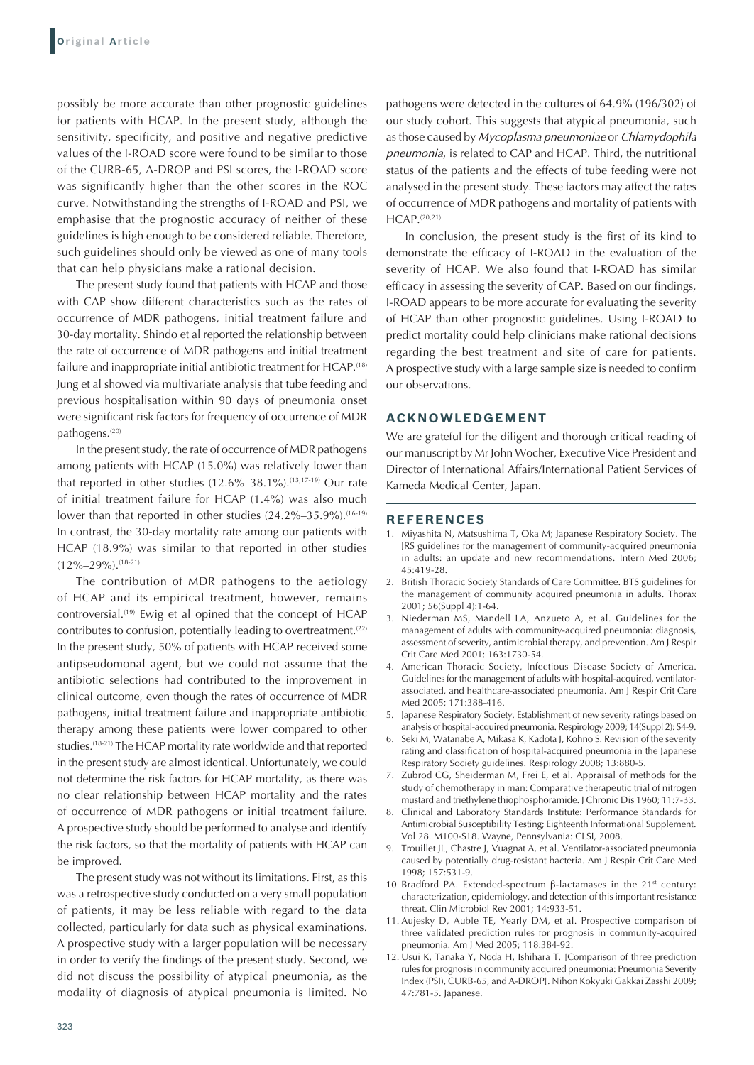possibly be more accurate than other prognostic guidelines for patients with HCAP. In the present study, although the sensitivity, specificity, and positive and negative predictive values of the I-ROAD score were found to be similar to those of the CURB-65, A-DROP and PSI scores, the I-ROAD score was significantly higher than the other scores in the ROC curve. Notwithstanding the strengths of I-ROAD and PSI, we emphasise that the prognostic accuracy of neither of these guidelines is high enough to be considered reliable. Therefore, such guidelines should only be viewed as one of many tools that can help physicians make a rational decision.

The present study found that patients with HCAP and those with CAP show different characteristics such as the rates of occurrence of MDR pathogens, initial treatment failure and 30-day mortality. Shindo et al reported the relationship between the rate of occurrence of MDR pathogens and initial treatment failure and inappropriate initial antibiotic treatment for HCAP.[18] Jung et al showed via multivariate analysis that tube feeding and previous hospitalisation within 90 days of pneumonia onset were significant risk factors for frequency of occurrence of MDR pathogens.[20]

In the present study, the rate of occurrence of MDR pathogens among patients with HCAP (15.0%) was relatively lower than that reported in other studies (12.6%–38.1%).[13,17-19] Our rate of initial treatment failure for HCAP (1.4%) was also much lower than that reported in other studies (24.2%–35.9%).[16-19] In contrast, the 30-day mortality rate among our patients with HCAP (18.9%) was similar to that reported in other studies (12%–29%).[18-21]

The contribution of MDR pathogens to the aetiology of HCAP and its empirical treatment, however, remains controversial.[19] Ewig et al opined that the concept of HCAP contributes to confusion, potentially leading to overtreatment.[22] In the present study, 50% of patients with HCAP received some antipseudomonal agent, but we could not assume that the antibiotic selections had contributed to the improvement in clinical outcome, even though the rates of occurrence of MDR pathogens, initial treatment failure and inappropriate antibiotic therapy among these patients were lower compared to other studies.[18-21] The HCAP mortality rate worldwide and that reported in the present study are almost identical. Unfortunately, we could not determine the risk factors for HCAP mortality, as there was no clear relationship between HCAP mortality and the rates of occurrence of MDR pathogens or initial treatment failure. A prospective study should be performed to analyse and identify the risk factors, so that the mortality of patients with HCAP can be improved.

The present study was not without its limitations. First, as this was a retrospective study conducted on a very small population of patients, it may be less reliable with regard to the data collected, particularly for data such as physical examinations. A prospective study with a larger population will be necessary in order to verify the findings of the present study. Second, we did not discuss the possibility of atypical pneumonia, as the modality of diagnosis of atypical pneumonia is limited. No pathogens were detected in the cultures of 64.9% (196/302) of our study cohort. This suggests that atypical pneumonia, such as those caused by *Mycoplasma pneumoniae* or *Chlamydophila pneumonia*, is related to CAP and HCAP. Third, the nutritional status of the patients and the effects of tube feeding were not analysed in the present study. These factors may affect the rates of occurrence of MDR pathogens and mortality of patients with HCAP.[20,21]

In conclusion, the present study is the first of its kind to demonstrate the efficacy of I-ROAD in the evaluation of the severity of HCAP. We also found that I-ROAD has similar efficacy in assessing the severity of CAP. Based on our findings, I-ROAD appears to be more accurate for evaluating the severity of HCAP than other prognostic guidelines. Using I-ROAD to predict mortality could help clinicians make rational decisions regarding the best treatment and site of care for patients. A prospective study with a large sample size is needed to confirm our observations.

## ACKNOWLEDGEMENT

We are grateful for the diligent and thorough critical reading of our manuscript by Mr John Wocher, Executive Vice President and Director of International Affairs/International Patient Services of Kameda Medical Center, Japan.

## REFERENCES

1. Miyashita N, Matsushima T, Oka M; Japanese Respiratory Society. The JRS guidelines for the management of community-acquired pneumonia in adults: an update and new recommendations. Intern Med 2006; 45:419-28.
2. British Thoracic Society Standards of Care Committee. BTS guidelines for the management of community acquired pneumonia in adults. Thorax 2001; 56(Suppl 4):1-64.
3. Niederman MS, Mandell LA, Anzueto A, et al. Guidelines for the management of adults with community-acquired pneumonia: diagnosis, assessment of severity, antimicrobial therapy, and prevention. Am J Respir Crit Care Med 2001; 163:1730-54.
4. American Thoracic Society, Infectious Disease Society of America. Guidelines for the management of adults with hospital-acquired, ventilator-associated, and healthcare-associated pneumonia. Am J Respir Crit Care Med 2005; 171:388-416.
5. Japanese Respiratory Society. Establishment of new severity ratings based on analysis of hospital-acquired pneumonia. Respirology 2009; 14(Suppl 2): S4-9.
6. Seki M, Watanabe A, Mikasa K, Kadota J, Kohno S. Revision of the severity rating and classification of hospital-acquired pneumonia in the Japanese Respiratory Society guidelines. Respirology 2008; 13:880-5.
7. Zubrod CG, Sheiderman M, Frei E, et al. Appraisal of methods for the study of chemotherapy in man: Comparative therapeutic trial of nitrogen mustard and triethylene thiophosphoramide. J Chronic Dis 1960; 11:7-33.
8. Clinical and Laboratory Standards Institute: Performance Standards for Antimicrobial Susceptibility Testing; Eighteenth Informational Supplement. Vol 28. M100-S18. Wayne, Pennsylvania: CLSI, 2008.
9. Trouillet JL, Chastre J, Vuagnat A, et al. Ventilator-associated pneumonia caused by potentially drug-resistant bacteria. Am J Respir Crit Care Med 1998; 157:531-9.
10. Bradford PA. Extended-spectrum β-lactamases in the 21st century: characterization, epidemiology, and detection of this important resistance threat. Clin Microbiol Rev 2001; 14:933-51.
11. Aujesky D, Auble TE, Yearly DM, et al. Prospective comparison of three validated prediction rules for prognosis in community-acquired pneumonia. Am J Med 2005; 118:384-92.
12. Usui K, Tanaka Y, Noda H, Ishihara T. [Comparison of three prediction rules for prognosis in community acquired pneumonia: Pneumonia Severity Index (PSI), CURB-65, and A-DROP]. Nihon Kokyuki Gakkai Zasshi 2009; 47:781-5. Japanese.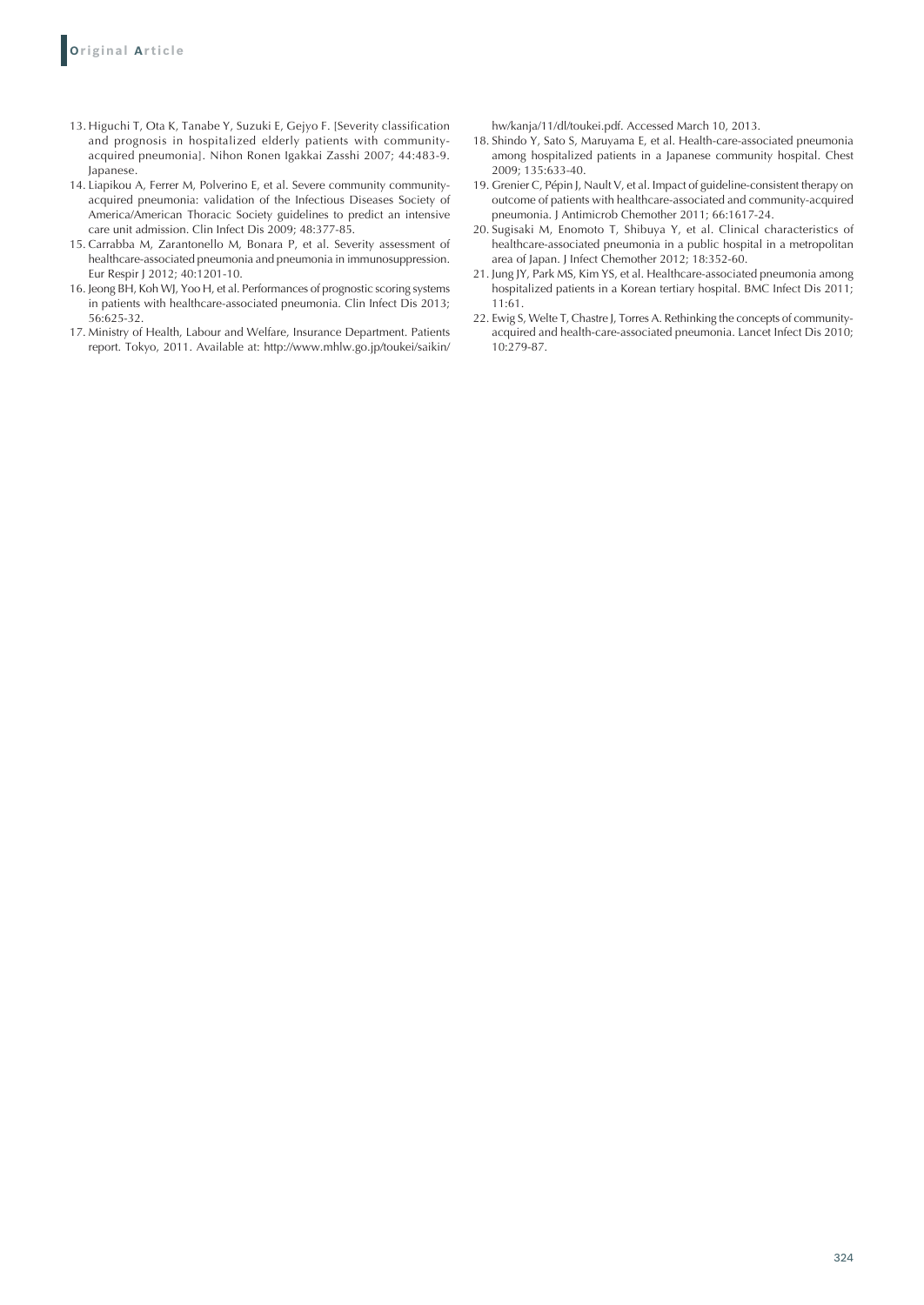13. Higuchi T, Ota K, Tanabe Y, Suzuki E, Gejyo F. [Severity classification and prognosis in hospitalized elderly patients with community-acquired pneumonia]. Nihon Ronen Igakkai Zasshi 2007; 44:483-9. Japanese.
14. Liapikou A, Ferrer M, Polverino E, et al. Severe community community-acquired pneumonia: validation of the Infectious Diseases Society of America/American Thoracic Society guidelines to predict an intensive care unit admission. Clin Infect Dis 2009; 48:377-85.
15. Carrabba M, Zarantonello M, Bonara P, et al. Severity assessment of healthcare-associated pneumonia and pneumonia in immunosuppression. Eur Respir J 2012; 40:1201-10.
16. Jeong BH, Koh WJ, Yoo H, et al. Performances of prognostic scoring systems in patients with healthcare-associated pneumonia. Clin Infect Dis 2013; 56:625-32.
17. Ministry of Health, Labour and Welfare, Insurance Department. Patients report. Tokyo, 2011. Available at: http://www.mhlw.go.jp/toukei/saikin/hw/kanja/11/dl/toukei.pdf. Accessed March 10, 2013.
18. Shindo Y, Sato S, Maruyama E, et al. Health-care-associated pneumonia among hospitalized patients in a Japanese community hospital. Chest 2009; 135:633-40.
19. Grenier C, Pépin J, Nault V, et al. Impact of guideline-consistent therapy on outcome of patients with healthcare-associated and community-acquired pneumonia. J Antimicrob Chemother 2011; 66:1617-24.
20. Sugisaki M, Enomoto T, Shibuya Y, et al. Clinical characteristics of healthcare-associated pneumonia in a public hospital in a metropolitan area of Japan. J Infect Chemother 2012; 18:352-60.
21. Jung JY, Park MS, Kim YS, et al. Healthcare-associated pneumonia among hospitalized patients in a Korean tertiary hospital. BMC Infect Dis 2011; 11:61.
22. Ewig S, Welte T, Chastre J, Torres A. Rethinking the concepts of community-acquired and health-care-associated pneumonia. Lancet Infect Dis 2010; 10:279-87.